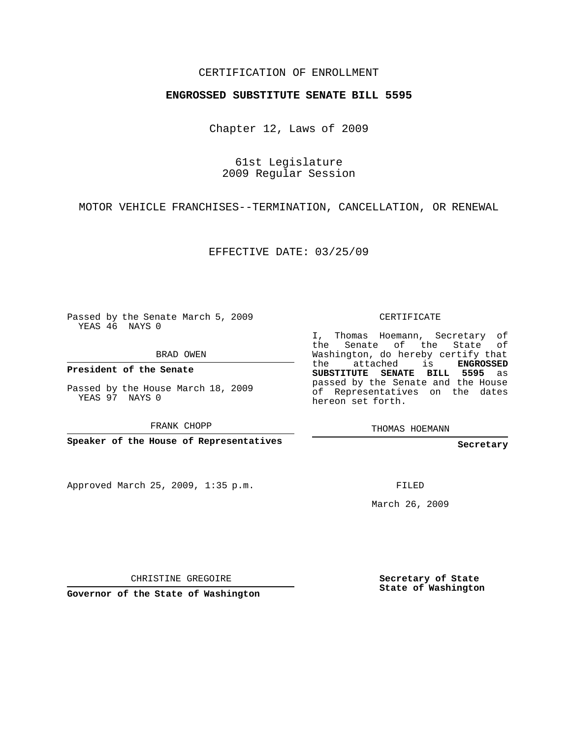CERTIFICATION OF ENROLLMENT

**ENGROSSED SUBSTITUTE SENATE BILL 5595**

Chapter 12, Laws of 2009

61st Legislature
2009 Regular Session

MOTOR VEHICLE FRANCHISES--TERMINATION, CANCELLATION, OR RENEWAL

EFFECTIVE DATE: 03/25/09

Passed by the Senate March 5, 2009
YEAS 46 NAYS 0

BRAD OWEN

**President of the Senate**

Passed by the House March 18, 2009
YEAS 97 NAYS 0

FRANK CHOPP

**Speaker of the House of Representatives**

CERTIFICATE

I, Thomas Hoemann, Secretary of the Senate of the State of Washington, do hereby certify that the attached is **ENGROSSED SUBSTITUTE SENATE BILL 5595** as passed by the Senate and the House of Representatives on the dates hereon set forth.

THOMAS HOEMANN

**Secretary**

Approved March 25, 2009, 1:35 p.m.

FILED

March 26, 2009

CHRISTINE GREGOIRE

**Governor of the State of Washington**

**Secretary of State**
**State of Washington**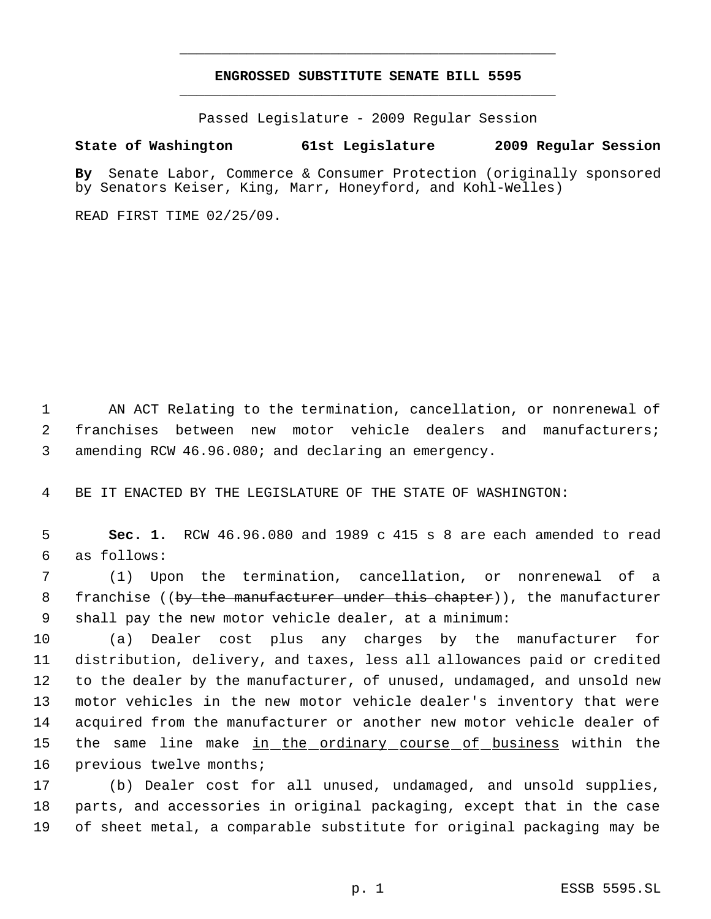# ENGROSSED SUBSTITUTE SENATE BILL 5595

Passed Legislature - 2009 Regular Session

**State of Washington 61st Legislature 2009 Regular Session**

**By** Senate Labor, Commerce & Consumer Protection (originally sponsored by Senators Keiser, King, Marr, Honeyford, and Kohl-Welles)

READ FIRST TIME 02/25/09.

1 AN ACT Relating to the termination, cancellation, or nonrenewal of
2 franchises between new motor vehicle dealers and manufacturers;
3 amending RCW 46.96.080; and declaring an emergency.

4 BE IT ENACTED BY THE LEGISLATURE OF THE STATE OF WASHINGTON:

5 **Sec. 1.** RCW 46.96.080 and 1989 c 415 s 8 are each amended to read
6 as follows:

7 (1) Upon the termination, cancellation, or nonrenewal of a
8 franchise ((~~by the manufacturer under this chapter~~)), the manufacturer
9 shall pay the new motor vehicle dealer, at a minimum:

10 (a) Dealer cost plus any charges by the manufacturer for
11 distribution, delivery, and taxes, less all allowances paid or credited
12 to the dealer by the manufacturer, of unused, undamaged, and unsold new
13 motor vehicles in the new motor vehicle dealer's inventory that were
14 acquired from the manufacturer or another new motor vehicle dealer of
15 the same line make <u>in the ordinary course of business</u> within the
16 previous twelve months;

17 (b) Dealer cost for all unused, undamaged, and unsold supplies,
18 parts, and accessories in original packaging, except that in the case
19 of sheet metal, a comparable substitute for original packaging may be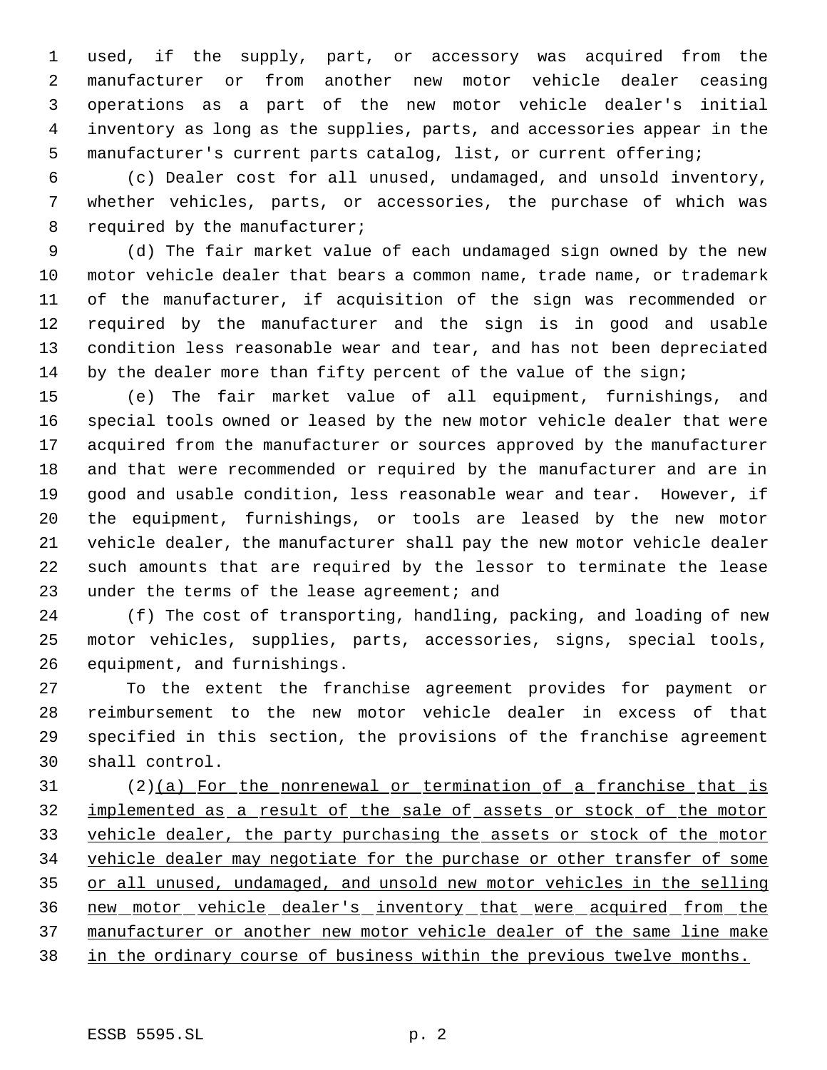used, if the supply, part, or accessory was acquired from the manufacturer or from another new motor vehicle dealer ceasing operations as a part of the new motor vehicle dealer's initial inventory as long as the supplies, parts, and accessories appear in the manufacturer's current parts catalog, list, or current offering;

(c) Dealer cost for all unused, undamaged, and unsold inventory, whether vehicles, parts, or accessories, the purchase of which was required by the manufacturer;

(d) The fair market value of each undamaged sign owned by the new motor vehicle dealer that bears a common name, trade name, or trademark of the manufacturer, if acquisition of the sign was recommended or required by the manufacturer and the sign is in good and usable condition less reasonable wear and tear, and has not been depreciated by the dealer more than fifty percent of the value of the sign;

(e) The fair market value of all equipment, furnishings, and special tools owned or leased by the new motor vehicle dealer that were acquired from the manufacturer or sources approved by the manufacturer and that were recommended or required by the manufacturer and are in good and usable condition, less reasonable wear and tear. However, if the equipment, furnishings, or tools are leased by the new motor vehicle dealer, the manufacturer shall pay the new motor vehicle dealer such amounts that are required by the lessor to terminate the lease under the terms of the lease agreement; and

(f) The cost of transporting, handling, packing, and loading of new motor vehicles, supplies, parts, accessories, signs, special tools, equipment, and furnishings.

To the extent the franchise agreement provides for payment or reimbursement to the new motor vehicle dealer in excess of that specified in this section, the provisions of the franchise agreement shall control.

(2)<u>(a) For the nonrenewal or termination of a franchise that is implemented as a result of the sale of assets or stock of the motor vehicle dealer, the party purchasing the assets or stock of the motor vehicle dealer may negotiate for the purchase or other transfer of some or all unused, undamaged, and unsold new motor vehicles in the selling new motor vehicle dealer's inventory that were acquired from the manufacturer or another new motor vehicle dealer of the same line make in the ordinary course of business within the previous twelve months.</u>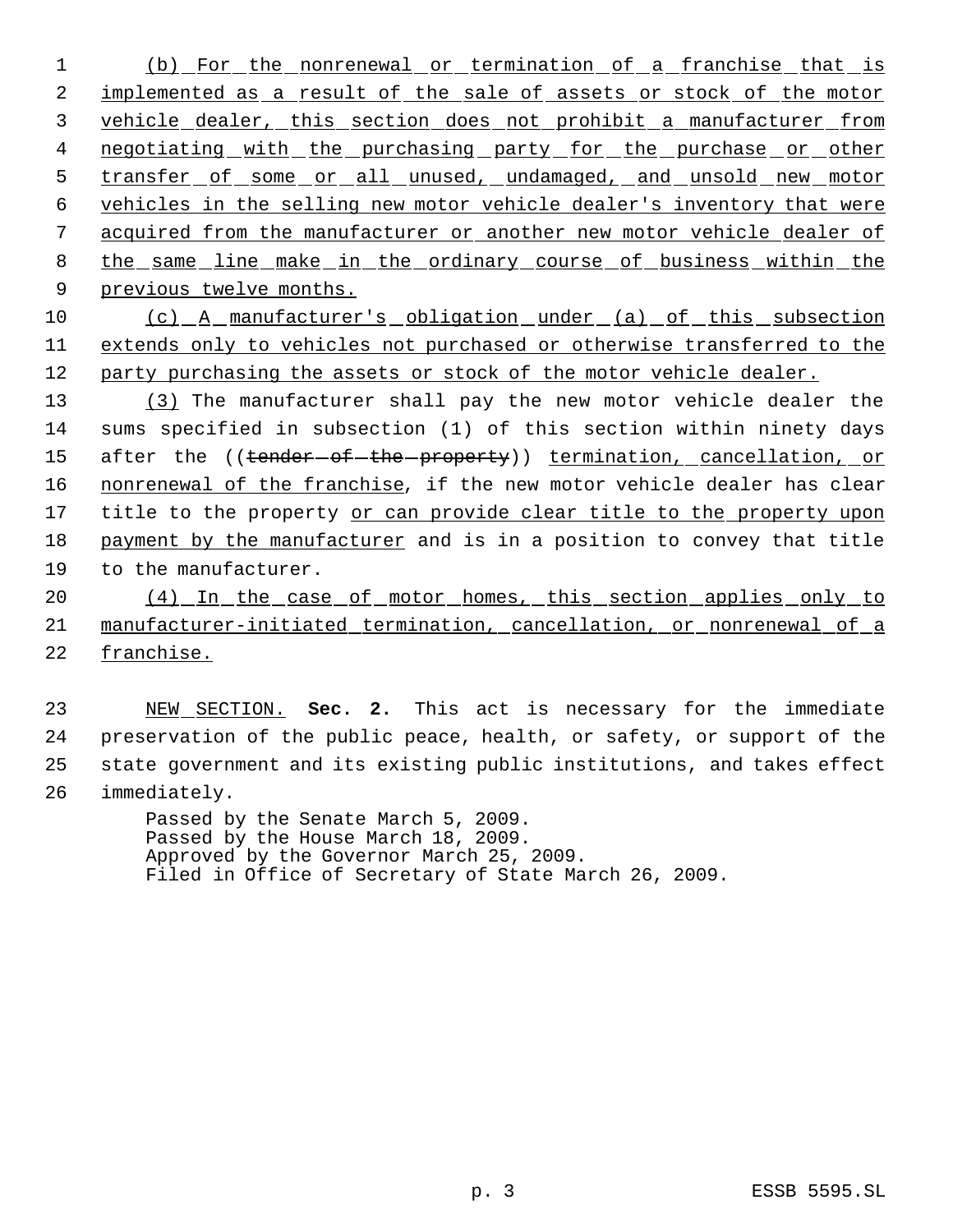(b) For the nonrenewal or termination of a franchise that is implemented as a result of the sale of assets or stock of the motor vehicle dealer, this section does not prohibit a manufacturer from negotiating with the purchasing party for the purchase or other transfer of some or all unused, undamaged, and unsold new motor vehicles in the selling new motor vehicle dealer's inventory that were acquired from the manufacturer or another new motor vehicle dealer of the same line make in the ordinary course of business within the previous twelve months.

(c) A manufacturer's obligation under (a) of this subsection extends only to vehicles not purchased or otherwise transferred to the party purchasing the assets or stock of the motor vehicle dealer.

(3) The manufacturer shall pay the new motor vehicle dealer the sums specified in subsection (1) of this section within ninety days after the ((~~tender of the property~~)) termination, cancellation, or nonrenewal of the franchise, if the new motor vehicle dealer has clear title to the property or can provide clear title to the property upon payment by the manufacturer and is in a position to convey that title to the manufacturer.

(4) In the case of motor homes, this section applies only to manufacturer-initiated termination, cancellation, or nonrenewal of a franchise.

NEW SECTION. **Sec. 2.** This act is necessary for the immediate preservation of the public peace, health, or safety, or support of the state government and its existing public institutions, and takes effect immediately.

Passed by the Senate March 5, 2009.
Passed by the House March 18, 2009.
Approved by the Governor March 25, 2009.
Filed in Office of Secretary of State March 26, 2009.